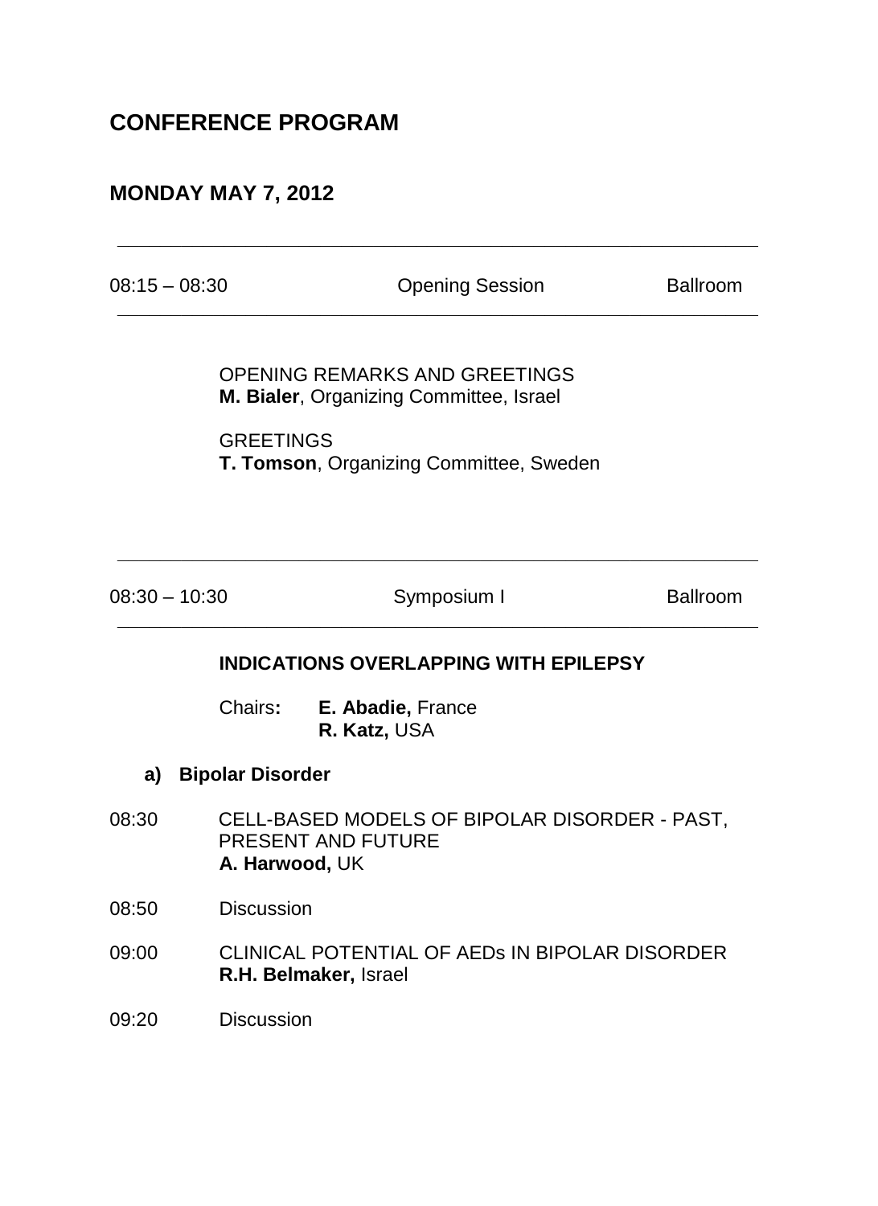# CONFERENCE PROGRAM

## MONDAY MAY 7, 2012

| | | |
|---|---|---|
| 08:15 – 08:30 | Opening Session | Ballroom |

OPENING REMARKS AND GREETINGS
**M. Bialer**, Organizing Committee, Israel

GREETINGS
**T. Tomson**, Organizing Committee, Sweden

| | | |
|---|---|---|
| 08:30 – 10:30 | Symposium I | Ballroom |

**INDICATIONS OVERLAPPING WITH EPILEPSY**

Chairs**:** **E. Abadie,** France
**R. Katz,** USA

**a) Bipolar Disorder**

08:30 CELL-BASED MODELS OF BIPOLAR DISORDER - PAST, PRESENT AND FUTURE
**A. Harwood,** UK

08:50 Discussion

09:00 CLINICAL POTENTIAL OF AEDs IN BIPOLAR DISORDER
**R.H. Belmaker,** Israel

09:20 Discussion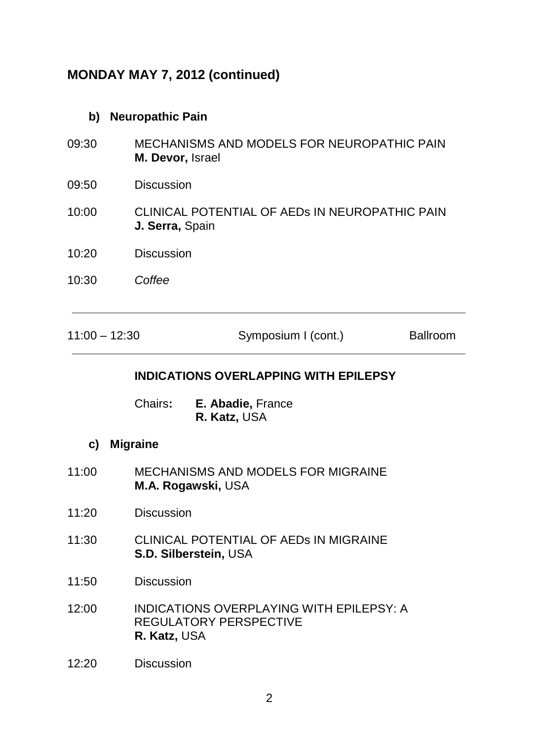## MONDAY MAY 7, 2012 (continued)

### b) Neuropathic Pain

09:30 MECHANISMS AND MODELS FOR NEUROPATHIC PAIN
**M. Devor,** Israel

09:50 Discussion

10:00 CLINICAL POTENTIAL OF AEDs IN NEUROPATHIC PAIN
**J. Serra,** Spain

10:20 Discussion

10:30 *Coffee*

---

11:00 – 12:30 Symposium I (cont.) Ballroom

---

### INDICATIONS OVERLAPPING WITH EPILEPSY

Chairs**:** **E. Abadie,** France
**R. Katz,** USA

### c) Migraine

11:00 MECHANISMS AND MODELS FOR MIGRAINE
**M.A. Rogawski,** USA

11:20 Discussion

11:30 CLINICAL POTENTIAL OF AEDs IN MIGRAINE
**S.D. Silberstein,** USA

11:50 Discussion

12:00 INDICATIONS OVERPLAYING WITH EPILEPSY: A REGULATORY PERSPECTIVE
**R. Katz,** USA

12:20 Discussion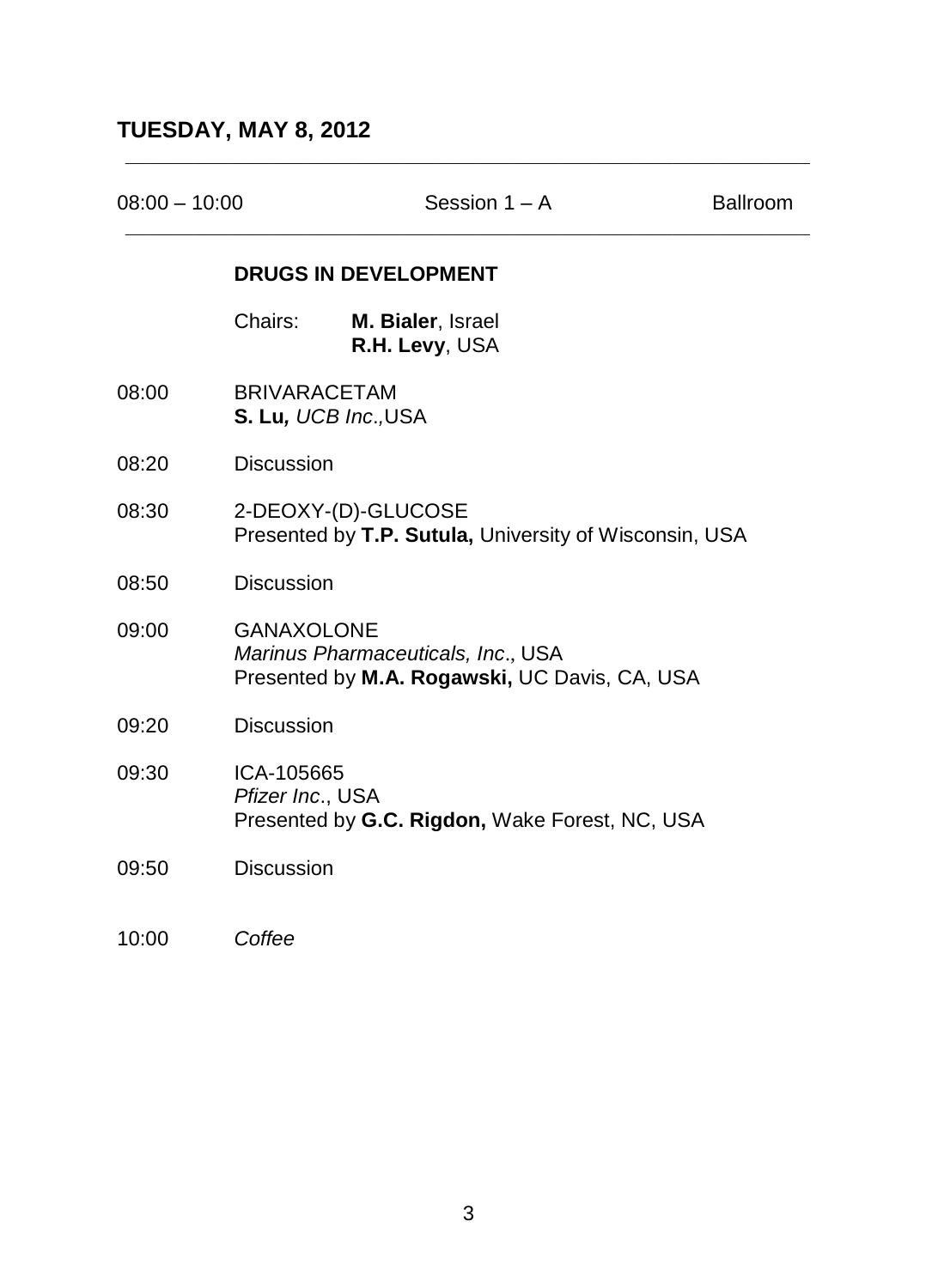## TUESDAY, MAY 8, 2012

| | | |
|---|---|---|
| 08:00 – 10:00 | Session 1 – A | Ballroom |

### DRUGS IN DEVELOPMENT

Chairs: **M. Bialer**, Israel
**R.H. Levy**, USA

08:00 BRIVARACETAM
**S. Lu***, UCB Inc.,*USA

08:20 Discussion

08:30 2-DEOXY-(D)-GLUCOSE
Presented by **T.P. Sutula,** University of Wisconsin, USA

08:50 Discussion

09:00 GANAXOLONE
*Marinus Pharmaceuticals, Inc*., USA
Presented by **M.A. Rogawski,** UC Davis, CA, USA

09:20 Discussion

09:30 ICA-105665
*Pfizer Inc*., USA
Presented by **G.C. Rigdon,** Wake Forest, NC, USA

09:50 Discussion

10:00 *Coffee*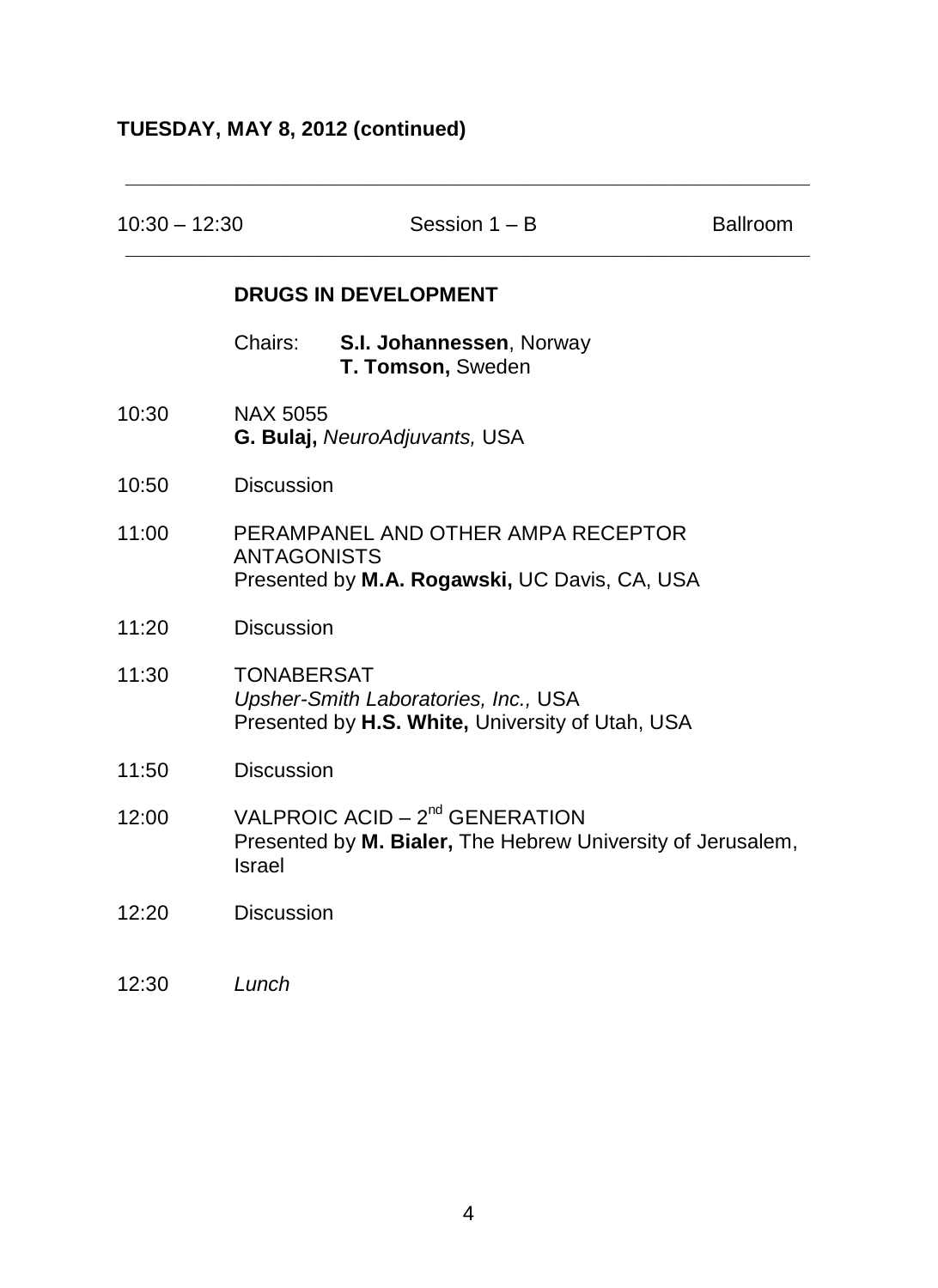**TUESDAY, MAY 8, 2012 (continued)**

| | | |
|---|---|---|
| 10:30 – 12:30 | Session 1 – B | Ballroom |

**DRUGS IN DEVELOPMENT**

Chairs: **S.I. Johannessen**, Norway
**T. Tomson,** Sweden

10:30 NAX 5055
**G. Bulaj,** *NeuroAdjuvants,* USA

10:50 Discussion

11:00 PERAMPANEL AND OTHER AMPA RECEPTOR ANTAGONISTS
Presented by **M.A. Rogawski,** UC Davis, CA, USA

11:20 Discussion

11:30 TONABERSAT
*Upsher-Smith Laboratories, Inc.,* USA
Presented by **H.S. White,** University of Utah, USA

11:50 Discussion

12:00 VALPROIC ACID – $2^{nd}$ GENERATION
Presented by **M. Bialer,** The Hebrew University of Jerusalem, Israel

12:20 Discussion

12:30 *Lunch*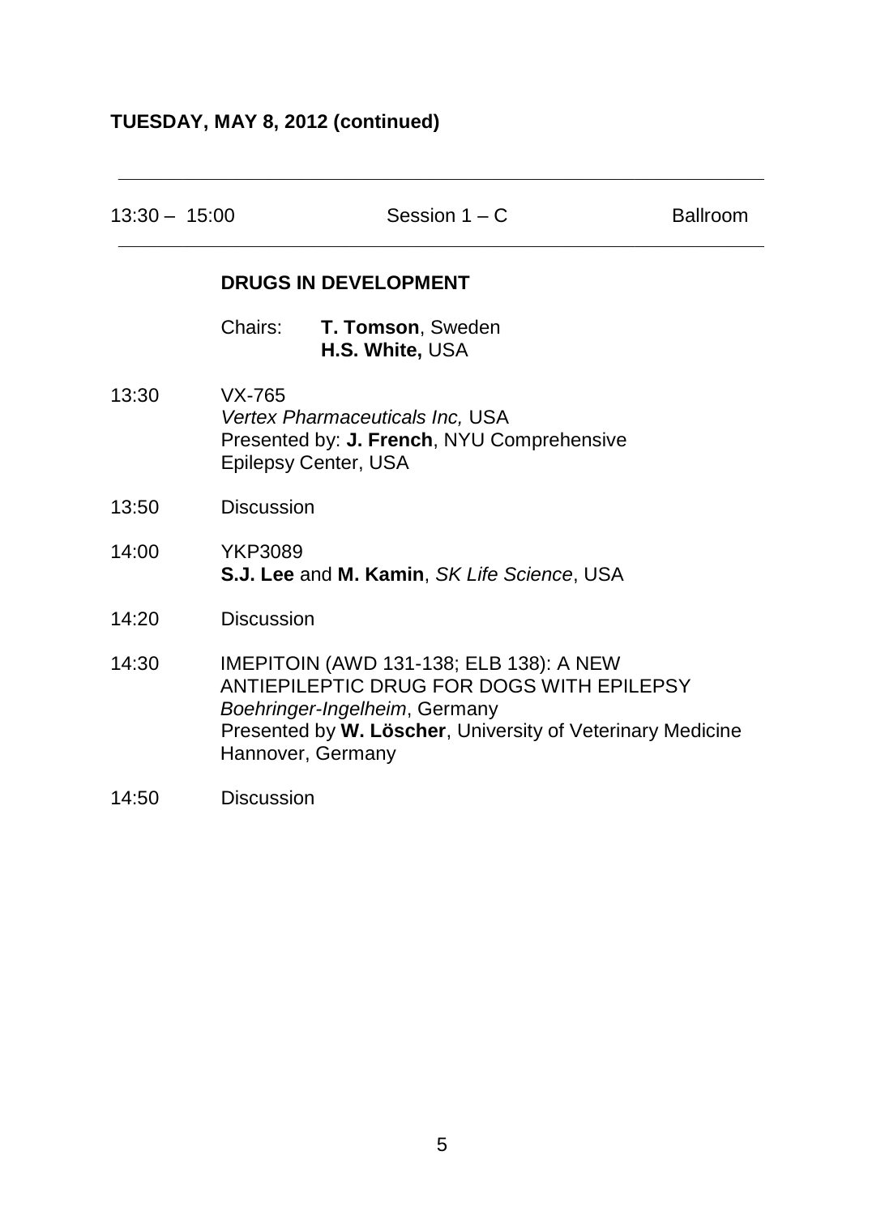## TUESDAY, MAY 8, 2012 (continued)

| | | |
|---|---|---|
| 13:30 – 15:00 | Session 1 – C | Ballroom |

### DRUGS IN DEVELOPMENT

Chairs: **T. Tomson**, Sweden
**H.S. White,** USA

13:30 VX-765
*Vertex Pharmaceuticals Inc,* USA
Presented by: **J. French**, NYU Comprehensive Epilepsy Center, USA

13:50 Discussion

14:00 YKP3089
**S.J. Lee** and **M. Kamin**, *SK Life Science*, USA

14:20 Discussion

14:30 IMEPITOIN (AWD 131-138; ELB 138): A NEW ANTIEPILEPTIC DRUG FOR DOGS WITH EPILEPSY
*Boehringer-Ingelheim*, Germany
Presented by **W. Löscher**, University of Veterinary Medicine Hannover, Germany

14:50 Discussion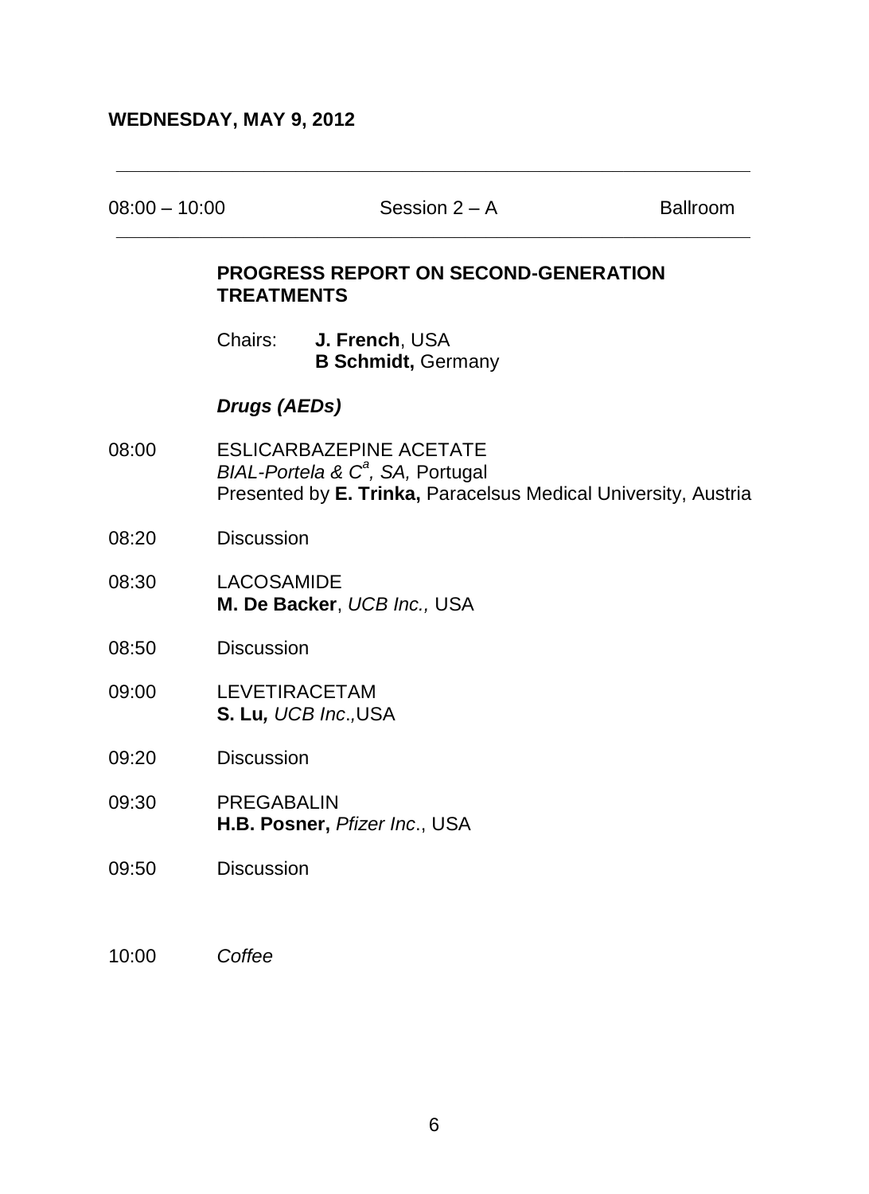**WEDNESDAY, MAY 9, 2012**

---

| | | |
|---|---|---|
| 08:00 – 10:00 | Session 2 – A | Ballroom |

---

**PROGRESS REPORT ON SECOND-GENERATION TREATMENTS**

Chairs: **J. French**, USA
**B Schmidt,** Germany

***Drugs (AEDs)***

08:00 ESLICARBAZEPINE ACETATE
*BIAL-Portela & C[a], SA,* Portugal
Presented by **E. Trinka,** Paracelsus Medical University, Austria

08:20 Discussion

08:30 LACOSAMIDE
**M. De Backer**, *UCB Inc.,* USA

08:50 Discussion

09:00 LEVETIRACETAM
**S. Lu***, UCB Inc.,*USA

09:20 Discussion

09:30 PREGABALIN
**H.B. Posner,** *Pfizer Inc*., USA

09:50 Discussion

10:00 *Coffee*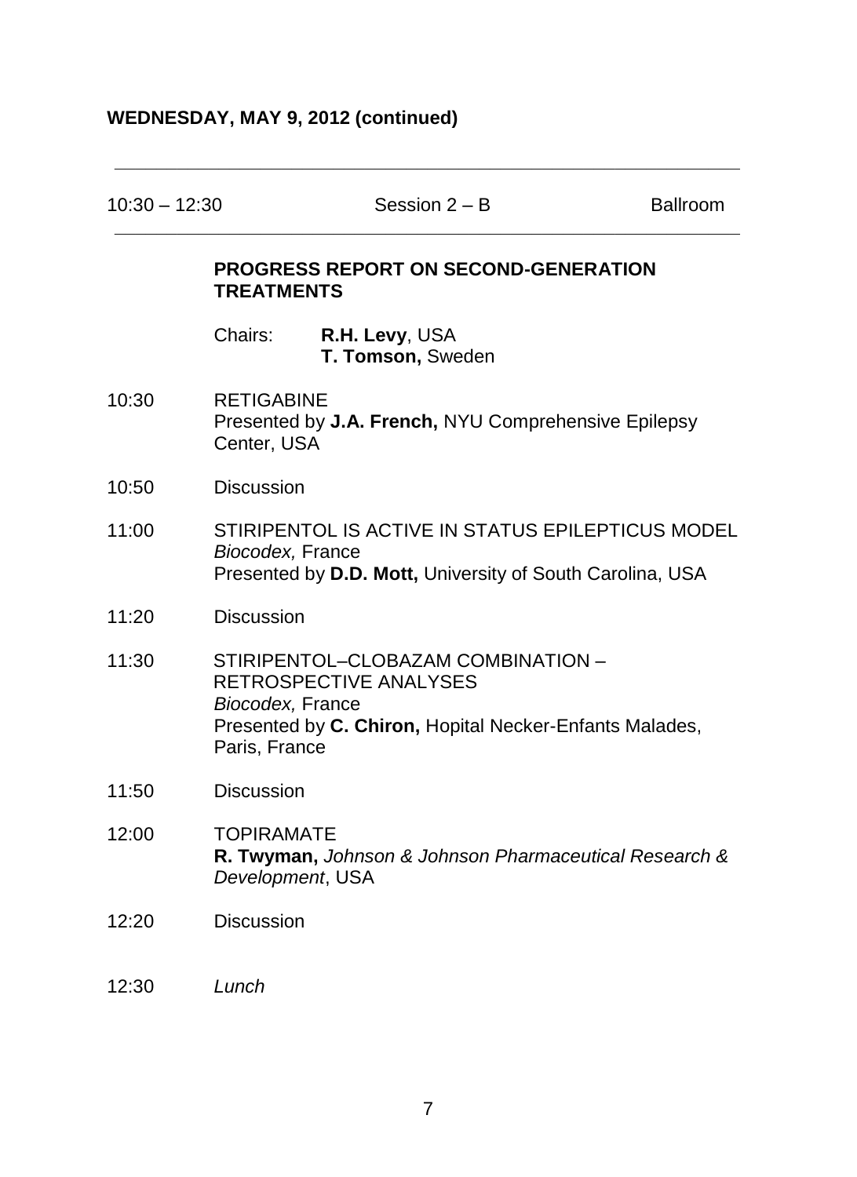**WEDNESDAY, MAY 9, 2012 (continued)**

| | | |
|---|---|---|
| 10:30 – 12:30 | Session 2 – B | Ballroom |

**PROGRESS REPORT ON SECOND-GENERATION TREATMENTS**

Chairs: **R.H. Levy**, USA
**T. Tomson,** Sweden

10:30 RETIGABINE
Presented by **J.A. French,** NYU Comprehensive Epilepsy Center, USA

10:50 Discussion

11:00 STIRIPENTOL IS ACTIVE IN STATUS EPILEPTICUS MODEL
*Biocodex,* France
Presented by **D.D. Mott,** University of South Carolina, USA

11:20 Discussion

11:30 STIRIPENTOL–CLOBAZAM COMBINATION – RETROSPECTIVE ANALYSES
*Biocodex,* France
Presented by **C. Chiron,** Hopital Necker-Enfants Malades, Paris, France

11:50 Discussion

12:00 TOPIRAMATE
**R. Twyman,** *Johnson & Johnson Pharmaceutical Research & Development*, USA

12:20 Discussion

12:30 *Lunch*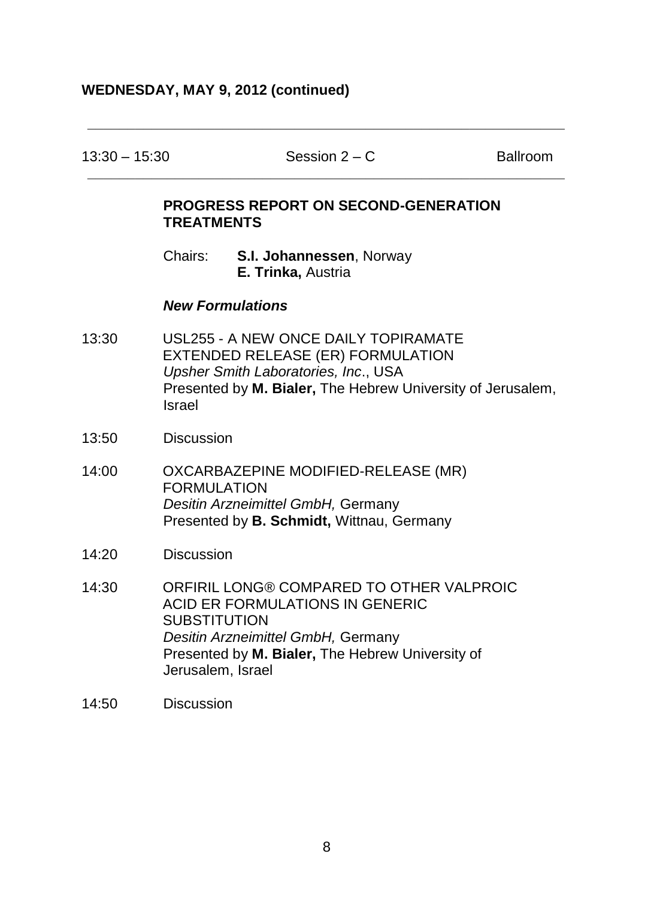**WEDNESDAY, MAY 9, 2012 (continued)**

---

13:30 – 15:30 Session 2 – C Ballroom

---

**PROGRESS REPORT ON SECOND-GENERATION TREATMENTS**

Chairs: **S.I. Johannessen**, Norway
**E. Trinka,** Austria

***New Formulations***

13:30 USL255 - A NEW ONCE DAILY TOPIRAMATE EXTENDED RELEASE (ER) FORMULATION
*Upsher Smith Laboratories, Inc*., USA
Presented by **M. Bialer,** The Hebrew University of Jerusalem, Israel

13:50 Discussion

14:00 OXCARBAZEPINE MODIFIED-RELEASE (MR) FORMULATION
*Desitin Arzneimittel GmbH,* Germany
Presented by **B. Schmidt,** Wittnau, Germany

14:20 Discussion

14:30 ORFIRIL LONG® COMPARED TO OTHER VALPROIC ACID ER FORMULATIONS IN GENERIC SUBSTITUTION
*Desitin Arzneimittel GmbH,* Germany
Presented by **M. Bialer,** The Hebrew University of Jerusalem, Israel

14:50 Discussion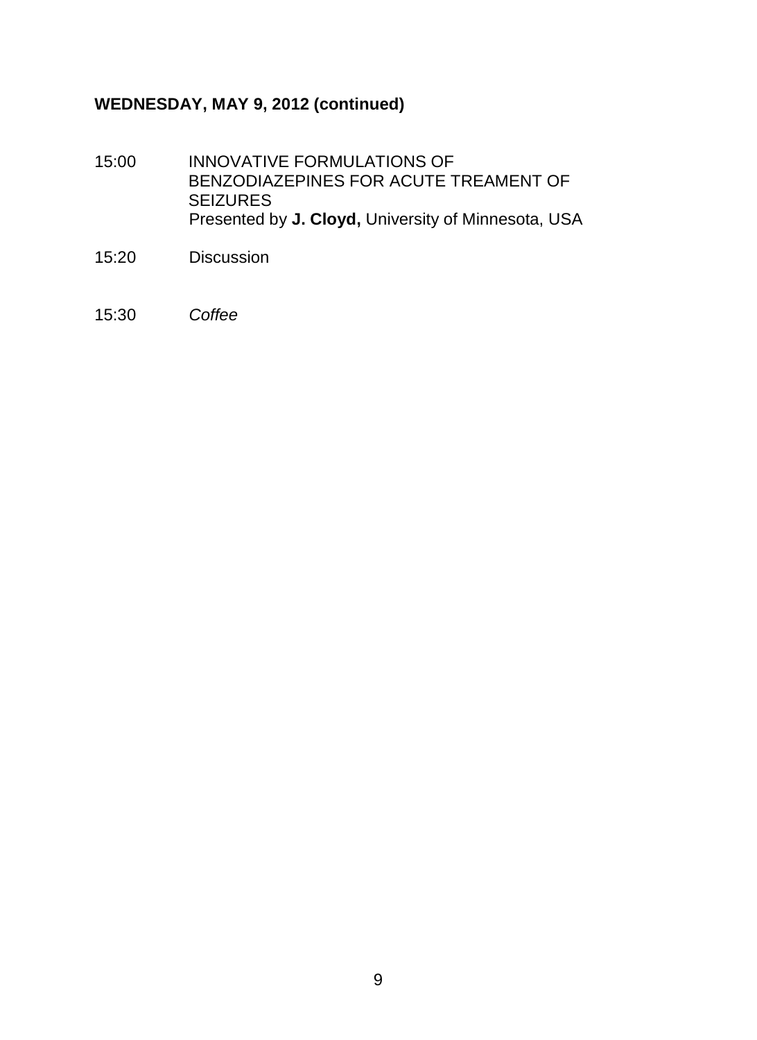**WEDNESDAY, MAY 9, 2012 (continued)**

15:00 INNOVATIVE FORMULATIONS OF BENZODIAZEPINES FOR ACUTE TREAMENT OF SEIZURES
Presented by **J. Cloyd,** University of Minnesota, USA

15:20 Discussion

15:30 *Coffee*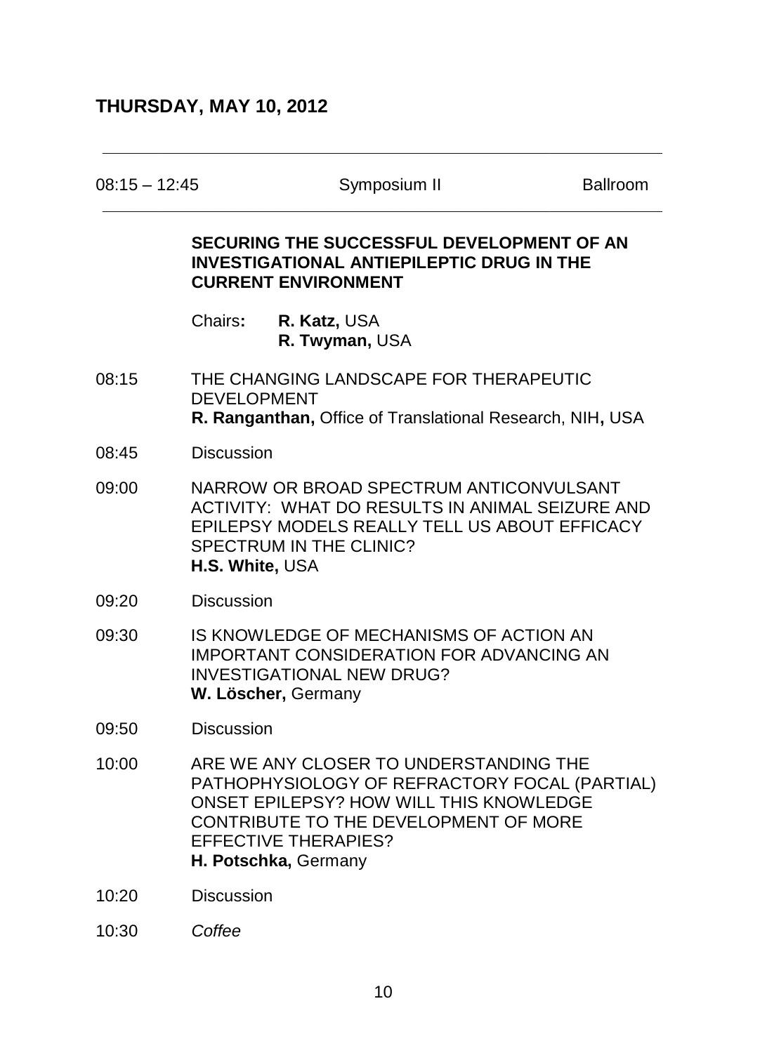## THURSDAY, MAY 10, 2012

| | | |
|---|---|---|
| 08:15 – 12:45 | Symposium II | Ballroom |

### SECURING THE SUCCESSFUL DEVELOPMENT OF AN INVESTIGATIONAL ANTIEPILEPTIC DRUG IN THE CURRENT ENVIRONMENT

Chairs**:** **R. Katz,** USA
**R. Twyman,** USA

08:15 THE CHANGING LANDSCAPE FOR THERAPEUTIC DEVELOPMENT
**R. Ranganthan,** Office of Translational Research, NIH**,** USA

08:45 Discussion

09:00 NARROW OR BROAD SPECTRUM ANTICONVULSANT ACTIVITY: WHAT DO RESULTS IN ANIMAL SEIZURE AND EPILEPSY MODELS REALLY TELL US ABOUT EFFICACY SPECTRUM IN THE CLINIC?
**H.S. White,** USA

09:20 Discussion

09:30 IS KNOWLEDGE OF MECHANISMS OF ACTION AN IMPORTANT CONSIDERATION FOR ADVANCING AN INVESTIGATIONAL NEW DRUG?
**W. Löscher,** Germany

09:50 Discussion

10:00 ARE WE ANY CLOSER TO UNDERSTANDING THE PATHOPHYSIOLOGY OF REFRACTORY FOCAL (PARTIAL) ONSET EPILEPSY? HOW WILL THIS KNOWLEDGE CONTRIBUTE TO THE DEVELOPMENT OF MORE EFFECTIVE THERAPIES?
**H. Potschka,** Germany

10:20 Discussion

10:30 *Coffee*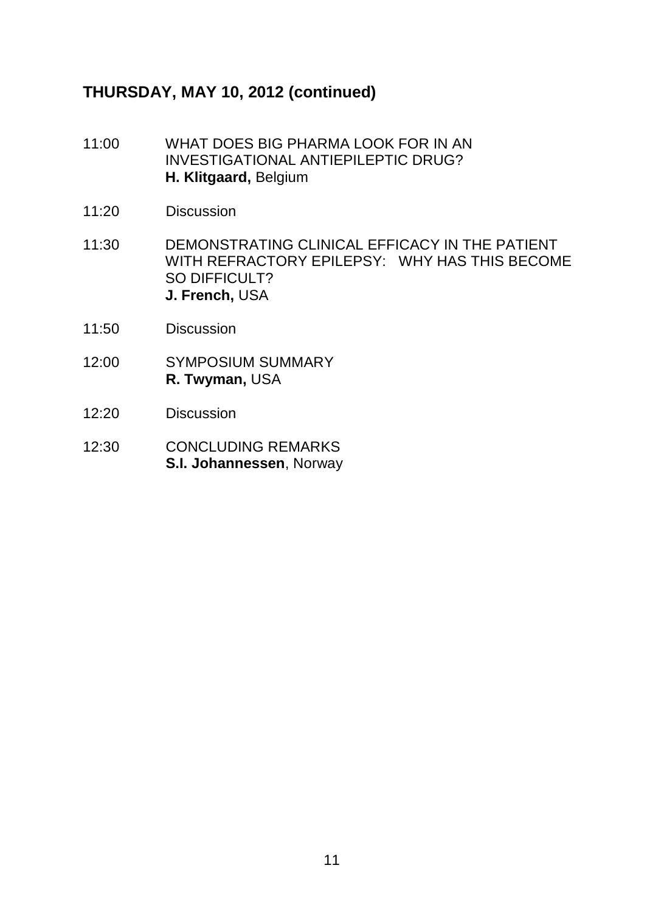## THURSDAY, MAY 10, 2012 (continued)

11:00 WHAT DOES BIG PHARMA LOOK FOR IN AN INVESTIGATIONAL ANTIEPILEPTIC DRUG?
**H. Klitgaard,** Belgium

11:20 Discussion

11:30 DEMONSTRATING CLINICAL EFFICACY IN THE PATIENT WITH REFRACTORY EPILEPSY: WHY HAS THIS BECOME SO DIFFICULT?
**J. French,** USA

11:50 Discussion

12:00 SYMPOSIUM SUMMARY
**R. Twyman,** USA

12:20 Discussion

12:30 CONCLUDING REMARKS
**S.I. Johannessen**, Norway